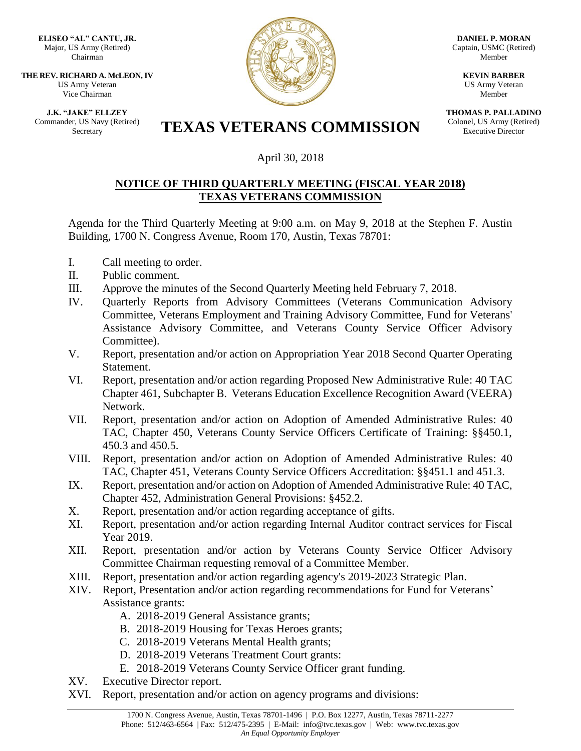**ELISEO "AL" CANTU, JR.**
Major, US Army (Retired)
Chairman

**THE REV. RICHARD A. McLEON, IV**
US Army Veteran
Vice Chairman

**J.K. "JAKE" ELLZEY**
Commander, US Navy (Retired)
Secretary

**DANIEL P. MORAN**
Captain, USMC (Retired)
Member

**KEVIN BARBER**
US Army Veteran
Member

**THOMAS P. PALLADINO**
Colonel, US Army (Retired)
Executive Director

# TEXAS VETERANS COMMISSION

April 30, 2018

## NOTICE OF THIRD QUARTERLY MEETING (FISCAL YEAR 2018) TEXAS VETERANS COMMISSION

Agenda for the Third Quarterly Meeting at 9:00 a.m. on May 9, 2018 at the Stephen F. Austin Building, 1700 N. Congress Avenue, Room 170, Austin, Texas 78701:

I. Call meeting to order.
II. Public comment.
III. Approve the minutes of the Second Quarterly Meeting held February 7, 2018.
IV. Quarterly Reports from Advisory Committees (Veterans Communication Advisory Committee, Veterans Employment and Training Advisory Committee, Fund for Veterans' Assistance Advisory Committee, and Veterans County Service Officer Advisory Committee).
V. Report, presentation and/or action on Appropriation Year 2018 Second Quarter Operating Statement.
VI. Report, presentation and/or action regarding Proposed New Administrative Rule: 40 TAC Chapter 461, Subchapter B. Veterans Education Excellence Recognition Award (VEERA) Network.
VII. Report, presentation and/or action on Adoption of Amended Administrative Rules: 40 TAC, Chapter 450, Veterans County Service Officers Certificate of Training: §§450.1, 450.3 and 450.5.
VIII. Report, presentation and/or action on Adoption of Amended Administrative Rules: 40 TAC, Chapter 451, Veterans County Service Officers Accreditation: §§451.1 and 451.3.
IX. Report, presentation and/or action on Adoption of Amended Administrative Rule: 40 TAC, Chapter 452, Administration General Provisions: §452.2.
X. Report, presentation and/or action regarding acceptance of gifts.
XI. Report, presentation and/or action regarding Internal Auditor contract services for Fiscal Year 2019.
XII. Report, presentation and/or action by Veterans County Service Officer Advisory Committee Chairman requesting removal of a Committee Member.
XIII. Report, presentation and/or action regarding agency's 2019-2023 Strategic Plan.
XIV. Report, Presentation and/or action regarding recommendations for Fund for Veterans' Assistance grants:
   A. 2018-2019 General Assistance grants;
   B. 2018-2019 Housing for Texas Heroes grants;
   C. 2018-2019 Veterans Mental Health grants;
   D. 2018-2019 Veterans Treatment Court grants:
   E. 2018-2019 Veterans County Service Officer grant funding.
XV. Executive Director report.
XVI. Report, presentation and/or action on agency programs and divisions:

1700 N. Congress Avenue, Austin, Texas 78701-1496 | P.O. Box 12277, Austin, Texas 78711-2277
Phone: 512/463-6564 | Fax: 512/475-2395 | E-Mail: info@tvc.texas.gov | Web: www.tvc.texas.gov
*An Equal Opportunity Employer*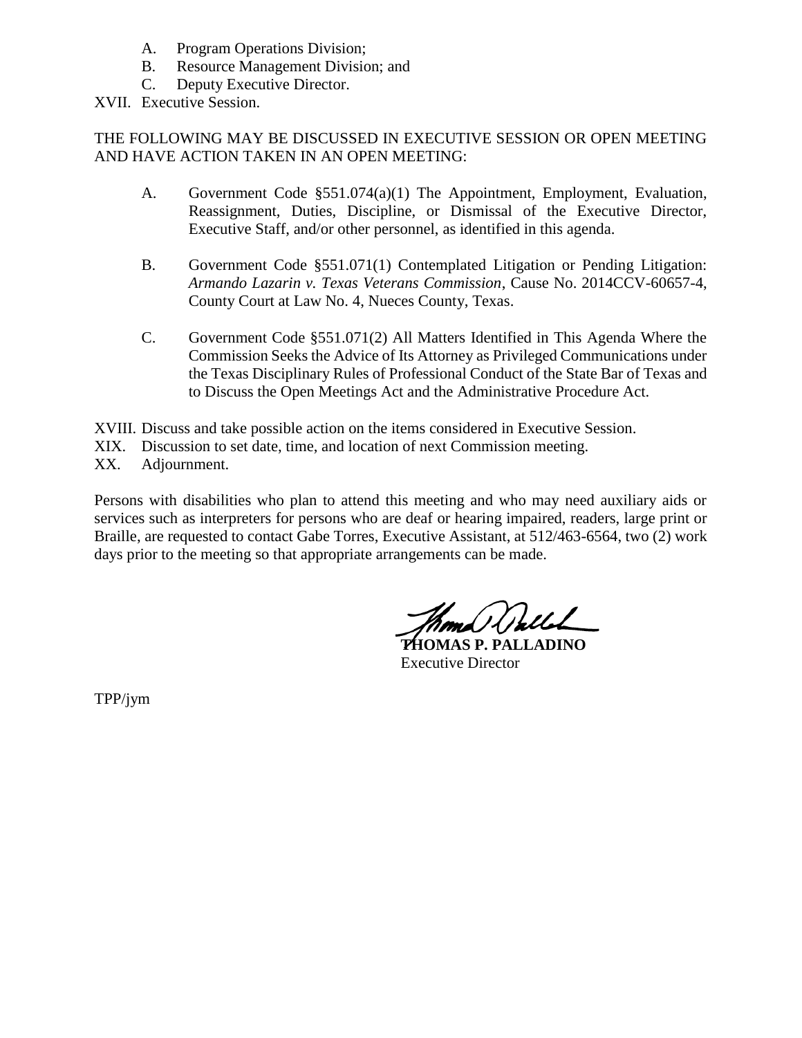A. Program Operations Division;
B. Resource Management Division; and
C. Deputy Executive Director.

XVII. Executive Session.

THE FOLLOWING MAY BE DISCUSSED IN EXECUTIVE SESSION OR OPEN MEETING AND HAVE ACTION TAKEN IN AN OPEN MEETING:

A. Government Code §551.074(a)(1) The Appointment, Employment, Evaluation, Reassignment, Duties, Discipline, or Dismissal of the Executive Director, Executive Staff, and/or other personnel, as identified in this agenda.

B. Government Code §551.071(1) Contemplated Litigation or Pending Litigation: *Armando Lazarin v. Texas Veterans Commission*, Cause No. 2014CCV-60657-4, County Court at Law No. 4, Nueces County, Texas.

C. Government Code §551.071(2) All Matters Identified in This Agenda Where the Commission Seeks the Advice of Its Attorney as Privileged Communications under the Texas Disciplinary Rules of Professional Conduct of the State Bar of Texas and to Discuss the Open Meetings Act and the Administrative Procedure Act.

XVIII. Discuss and take possible action on the items considered in Executive Session.

XIX. Discussion to set date, time, and location of next Commission meeting.

XX. Adjournment.

Persons with disabilities who plan to attend this meeting and who may need auxiliary aids or services such as interpreters for persons who are deaf or hearing impaired, readers, large print or Braille, are requested to contact Gabe Torres, Executive Assistant, at 512/463-6564, two (2) work days prior to the meeting so that appropriate arrangements can be made.

**THOMAS P. PALLADINO**
Executive Director

TPP/jym